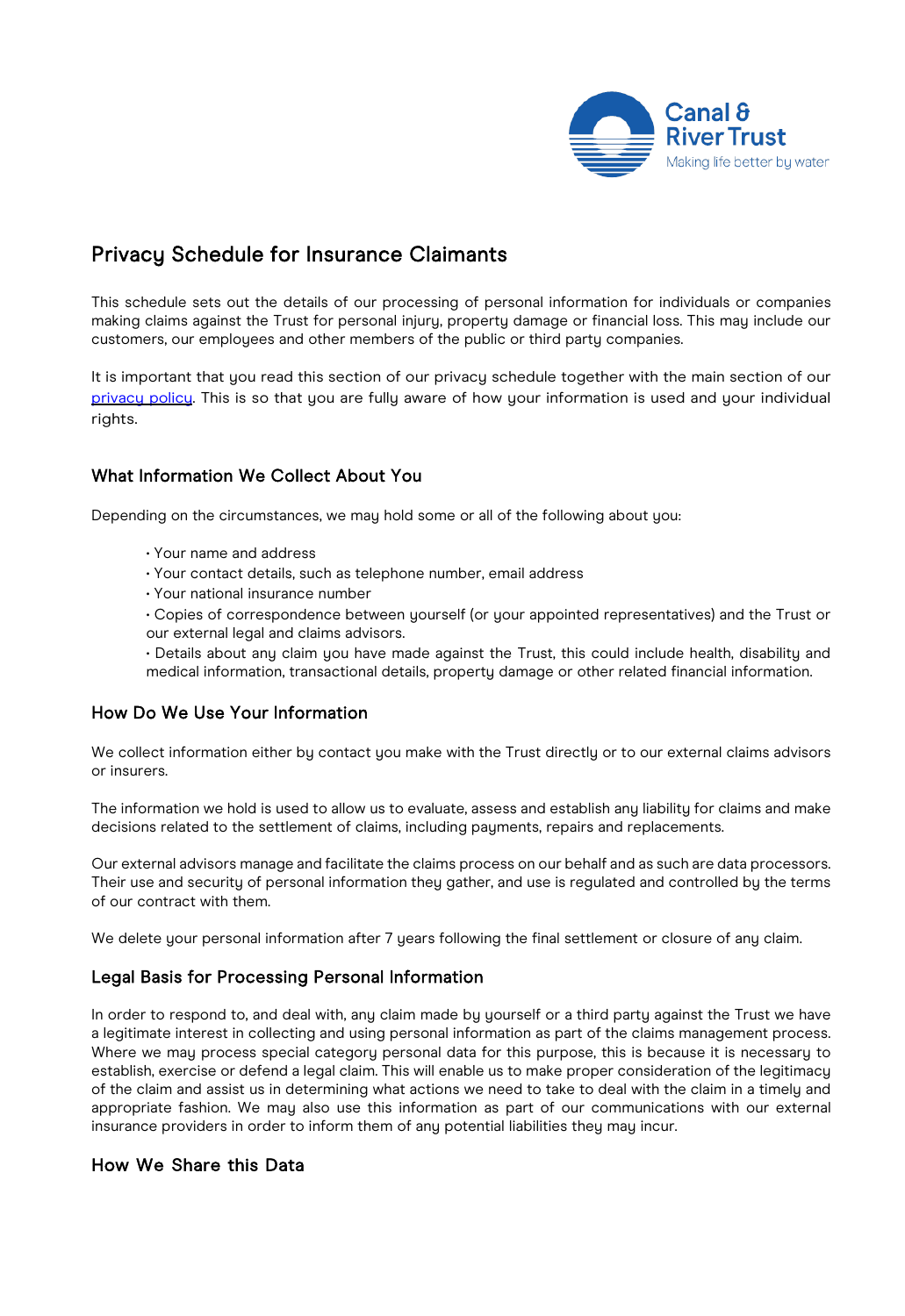# Privacy Schedule for Insurance Claimants

This schedule sets out the details of our processing of personal information for individuals or companies making claims against the Trust for personal injury, property damage or financial loss. This may include our customers, our employees and other members of the public or third party companies.

It is important that you read this section of our privacy schedule together with the main section of our privacy policy. This is so that you are fully aware of how your information is used and your individual rights.

## What Information We Collect About You

Depending on the circumstances, we may hold some or all of the following about you:

- Your name and address
- Your contact details, such as telephone number, email address
- Your national insurance number
- Copies of correspondence between yourself (or your appointed representatives) and the Trust or our external legal and claims advisors.
- Details about any claim you have made against the Trust, this could include health, disability and medical information, transactional details, property damage or other related financial information.

## How Do We Use Your Information

We collect information either by contact you make with the Trust directly or to our external claims advisors or insurers.

The information we hold is used to allow us to evaluate, assess and establish any liability for claims and make decisions related to the settlement of claims, including payments, repairs and replacements.

Our external advisors manage and facilitate the claims process on our behalf and as such are data processors. Their use and security of personal information they gather, and use is regulated and controlled by the terms of our contract with them.

We delete your personal information after 7 years following the final settlement or closure of any claim.

## Legal Basis for Processing Personal Information

In order to respond to, and deal with, any claim made by yourself or a third party against the Trust we have a legitimate interest in collecting and using personal information as part of the claims management process. Where we may process special category personal data for this purpose, this is because it is necessary to establish, exercise or defend a legal claim. This will enable us to make proper consideration of the legitimacy of the claim and assist us in determining what actions we need to take to deal with the claim in a timely and appropriate fashion. We may also use this information as part of our communications with our external insurance providers in order to inform them of any potential liabilities they may incur.

## How We Share this Data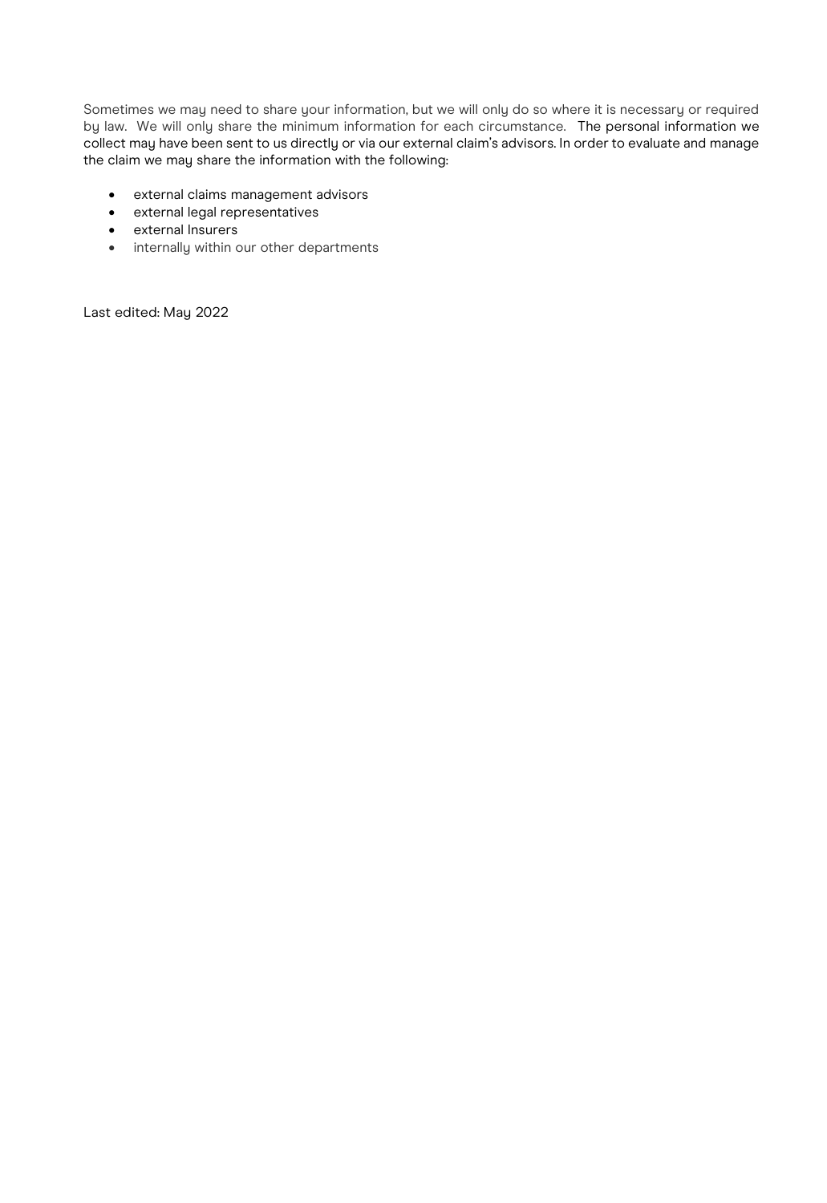Sometimes we may need to share your information, but we will only do so where it is necessary or required by law. We will only share the minimum information for each circumstance. The personal information we collect may have been sent to us directly or via our external claim's advisors. In order to evaluate and manage the claim we may share the information with the following:

- external claims management advisors
- external legal representatives
- external Insurers
- internally within our other departments

Last edited: May 2022